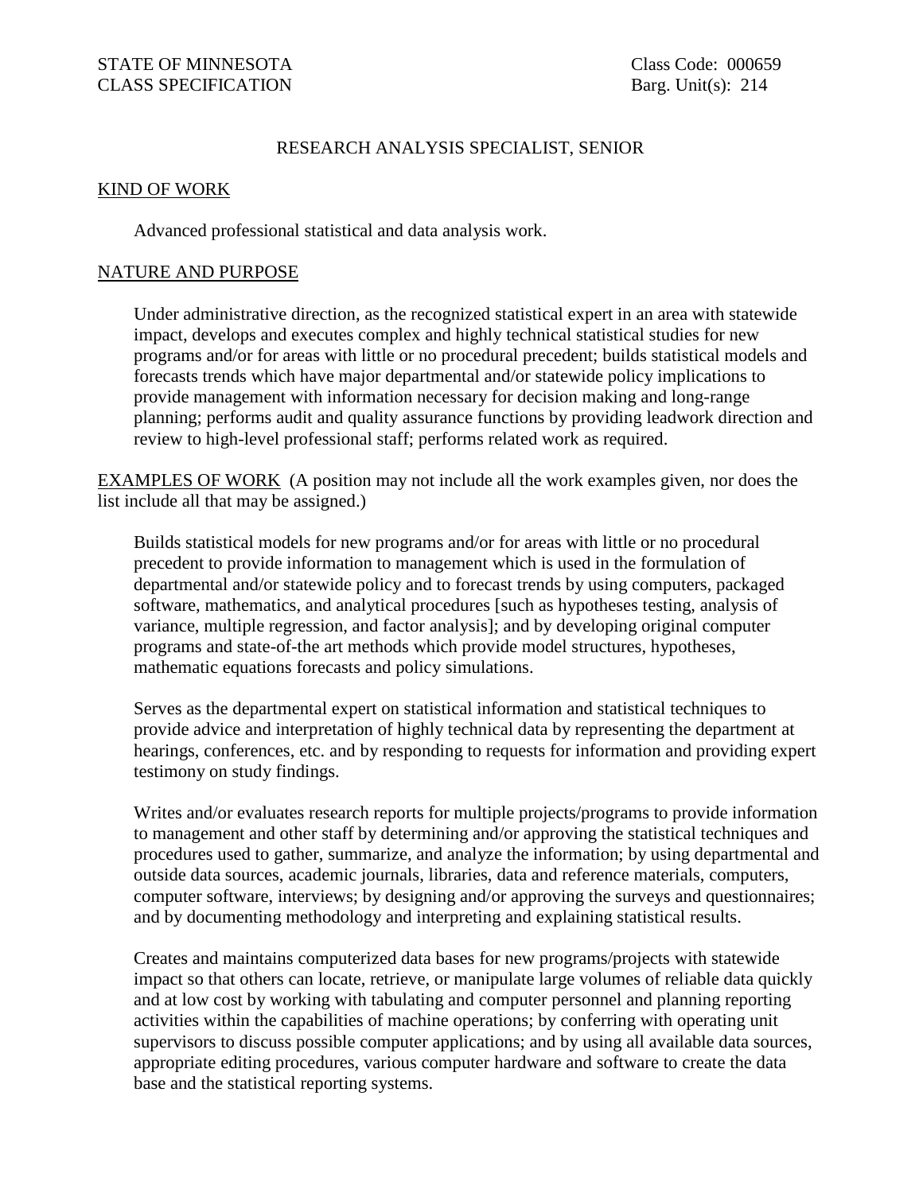STATE OF MINNESOTA
CLASS SPECIFICATION

Class Code: 000659
Barg. Unit(s): 214

# RESEARCH ANALYSIS SPECIALIST, SENIOR

## KIND OF WORK

Advanced professional statistical and data analysis work.

## NATURE AND PURPOSE

Under administrative direction, as the recognized statistical expert in an area with statewide impact, develops and executes complex and highly technical statistical studies for new programs and/or for areas with little or no procedural precedent; builds statistical models and forecasts trends which have major departmental and/or statewide policy implications to provide management with information necessary for decision making and long-range planning; performs audit and quality assurance functions by providing leadwork direction and review to high-level professional staff; performs related work as required.

## EXAMPLES OF WORK

(A position may not include all the work examples given, nor does the list include all that may be assigned.)

Builds statistical models for new programs and/or for areas with little or no procedural precedent to provide information to management which is used in the formulation of departmental and/or statewide policy and to forecast trends by using computers, packaged software, mathematics, and analytical procedures [such as hypotheses testing, analysis of variance, multiple regression, and factor analysis]; and by developing original computer programs and state-of-the art methods which provide model structures, hypotheses, mathematic equations forecasts and policy simulations.

Serves as the departmental expert on statistical information and statistical techniques to provide advice and interpretation of highly technical data by representing the department at hearings, conferences, etc. and by responding to requests for information and providing expert testimony on study findings.

Writes and/or evaluates research reports for multiple projects/programs to provide information to management and other staff by determining and/or approving the statistical techniques and procedures used to gather, summarize, and analyze the information; by using departmental and outside data sources, academic journals, libraries, data and reference materials, computers, computer software, interviews; by designing and/or approving the surveys and questionnaires; and by documenting methodology and interpreting and explaining statistical results.

Creates and maintains computerized data bases for new programs/projects with statewide impact so that others can locate, retrieve, or manipulate large volumes of reliable data quickly and at low cost by working with tabulating and computer personnel and planning reporting activities within the capabilities of machine operations; by conferring with operating unit supervisors to discuss possible computer applications; and by using all available data sources, appropriate editing procedures, various computer hardware and software to create the data base and the statistical reporting systems.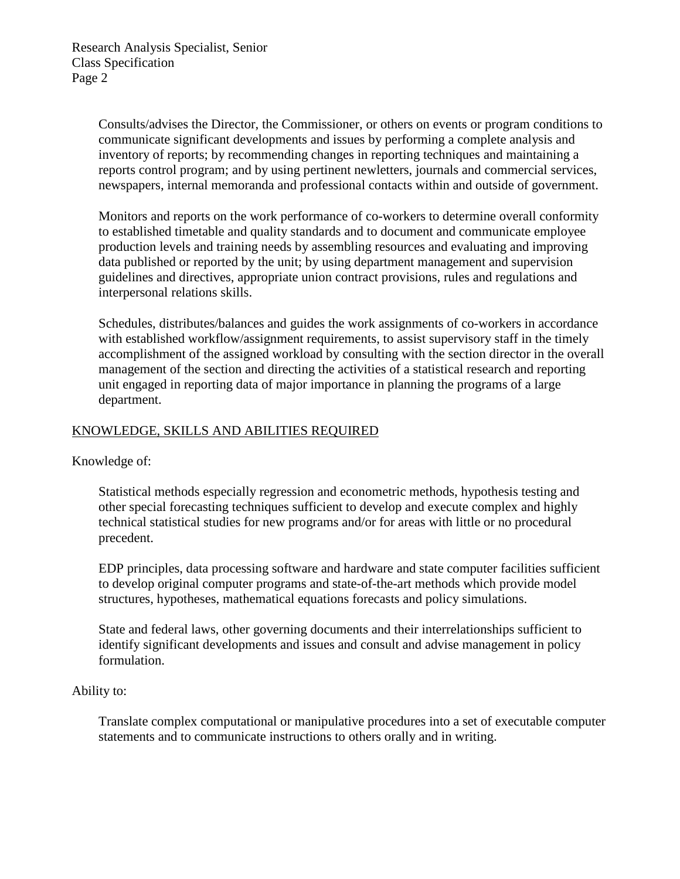Consults/advises the Director, the Commissioner, or others on events or program conditions to communicate significant developments and issues by performing a complete analysis and inventory of reports; by recommending changes in reporting techniques and maintaining a reports control program; and by using pertinent newletters, journals and commercial services, newspapers, internal memoranda and professional contacts within and outside of government.

Monitors and reports on the work performance of co-workers to determine overall conformity to established timetable and quality standards and to document and communicate employee production levels and training needs by assembling resources and evaluating and improving data published or reported by the unit; by using department management and supervision guidelines and directives, appropriate union contract provisions, rules and regulations and interpersonal relations skills.

Schedules, distributes/balances and guides the work assignments of co-workers in accordance with established workflow/assignment requirements, to assist supervisory staff in the timely accomplishment of the assigned workload by consulting with the section director in the overall management of the section and directing the activities of a statistical research and reporting unit engaged in reporting data of major importance in planning the programs of a large department.

## KNOWLEDGE, SKILLS AND ABILITIES REQUIRED

Knowledge of:

Statistical methods especially regression and econometric methods, hypothesis testing and other special forecasting techniques sufficient to develop and execute complex and highly technical statistical studies for new programs and/or for areas with little or no procedural precedent.

EDP principles, data processing software and hardware and state computer facilities sufficient to develop original computer programs and state-of-the-art methods which provide model structures, hypotheses, mathematical equations forecasts and policy simulations.

State and federal laws, other governing documents and their interrelationships sufficient to identify significant developments and issues and consult and advise management in policy formulation.

Ability to:

Translate complex computational or manipulative procedures into a set of executable computer statements and to communicate instructions to others orally and in writing.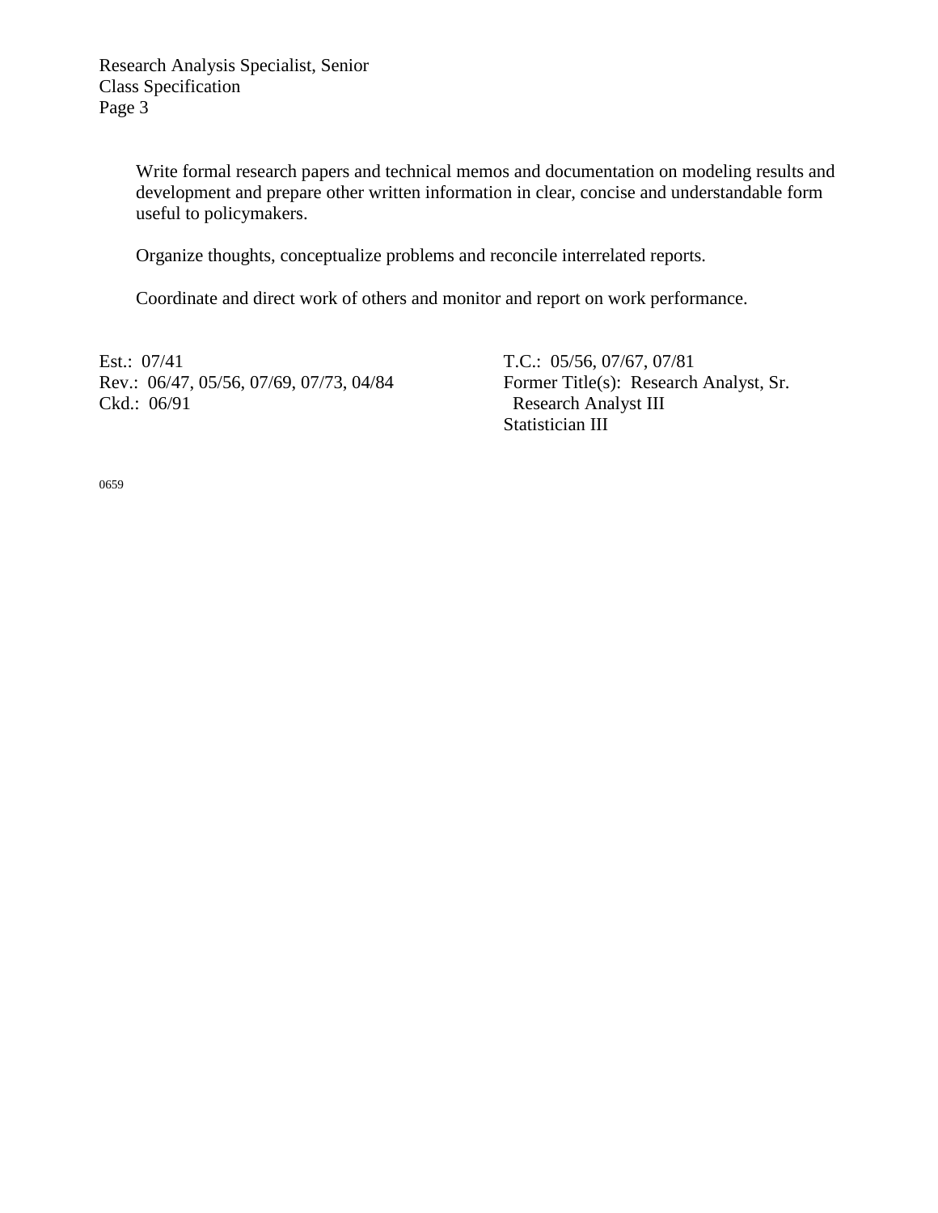Write formal research papers and technical memos and documentation on modeling results and development and prepare other written information in clear, concise and understandable form useful to policymakers.

Organize thoughts, conceptualize problems and reconcile interrelated reports.

Coordinate and direct work of others and monitor and report on work performance.

Est.: 07/41
Rev.: 06/47, 05/56, 07/69, 07/73, 04/84
Ckd.: 06/91

T.C.: 05/56, 07/67, 07/81
Former Title(s): Research Analyst, Sr.
Research Analyst III
Statistician III

0659